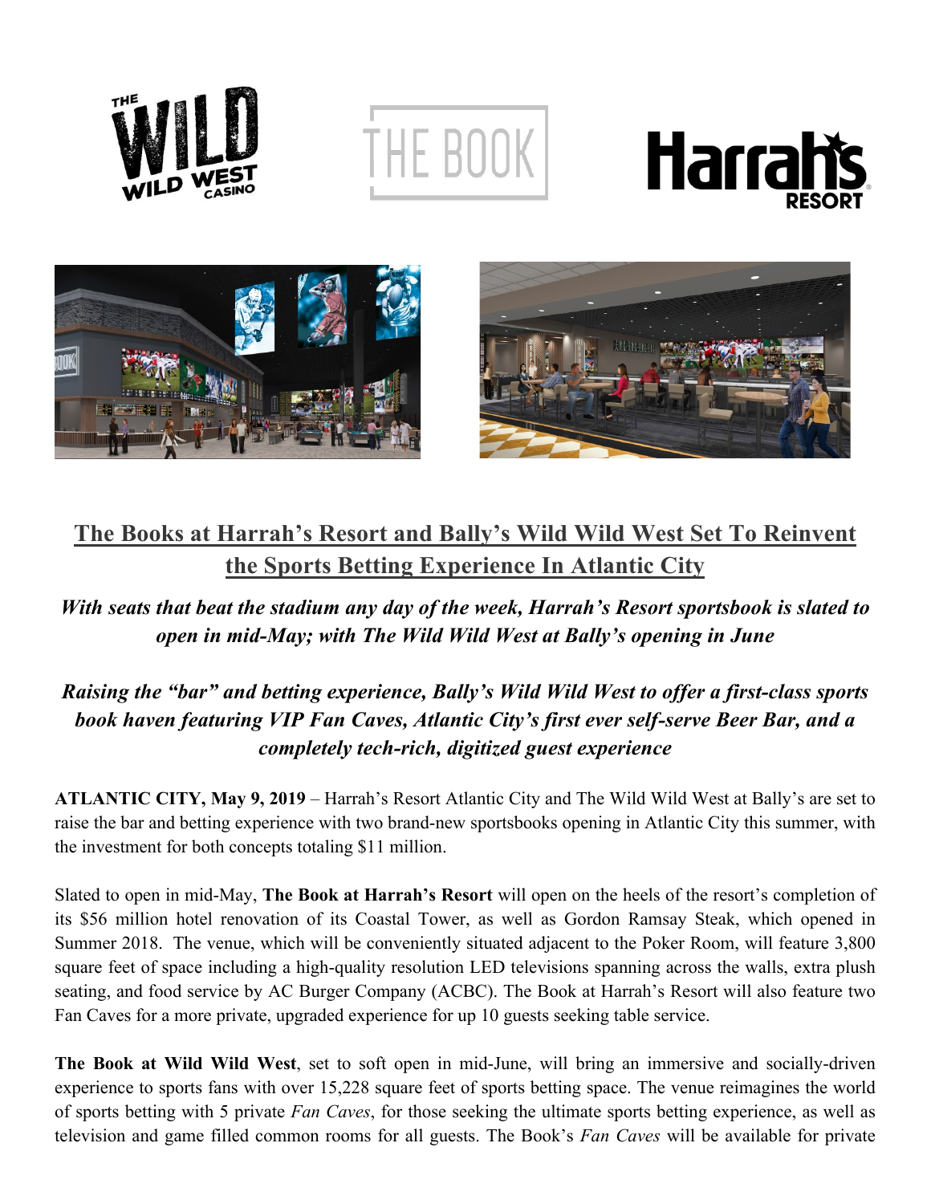# The Books at Harrah's Resort and Bally's Wild Wild West Set To Reinvent the Sports Betting Experience In Atlantic City

***With seats that beat the stadium any day of the week, Harrah's Resort sportsbook is slated to open in mid-May; with The Wild Wild West at Bally's opening in June***

***Raising the "bar" and betting experience, Bally's Wild Wild West to offer a first-class sports book haven featuring VIP Fan Caves, Atlantic City's first ever self-serve Beer Bar, and a completely tech-rich, digitized guest experience***

**ATLANTIC CITY, May 9, 2019** – Harrah's Resort Atlantic City and The Wild Wild West at Bally's are set to raise the bar and betting experience with two brand-new sportsbooks opening in Atlantic City this summer, with the investment for both concepts totaling $11 million.

Slated to open in mid-May, **The Book at Harrah's Resort** will open on the heels of the resort's completion of its $56 million hotel renovation of its Coastal Tower, as well as Gordon Ramsay Steak, which opened in Summer 2018. The venue, which will be conveniently situated adjacent to the Poker Room, will feature 3,800 square feet of space including a high-quality resolution LED televisions spanning across the walls, extra plush seating, and food service by AC Burger Company (ACBC). The Book at Harrah's Resort will also feature two Fan Caves for a more private, upgraded experience for up 10 guests seeking table service.

**The Book at Wild Wild West**, set to soft open in mid-June, will bring an immersive and socially-driven experience to sports fans with over 15,228 square feet of sports betting space. The venue reimagines the world of sports betting with 5 private *Fan Caves*, for those seeking the ultimate sports betting experience, as well as television and game filled common rooms for all guests. The Book's *Fan Caves* will be available for private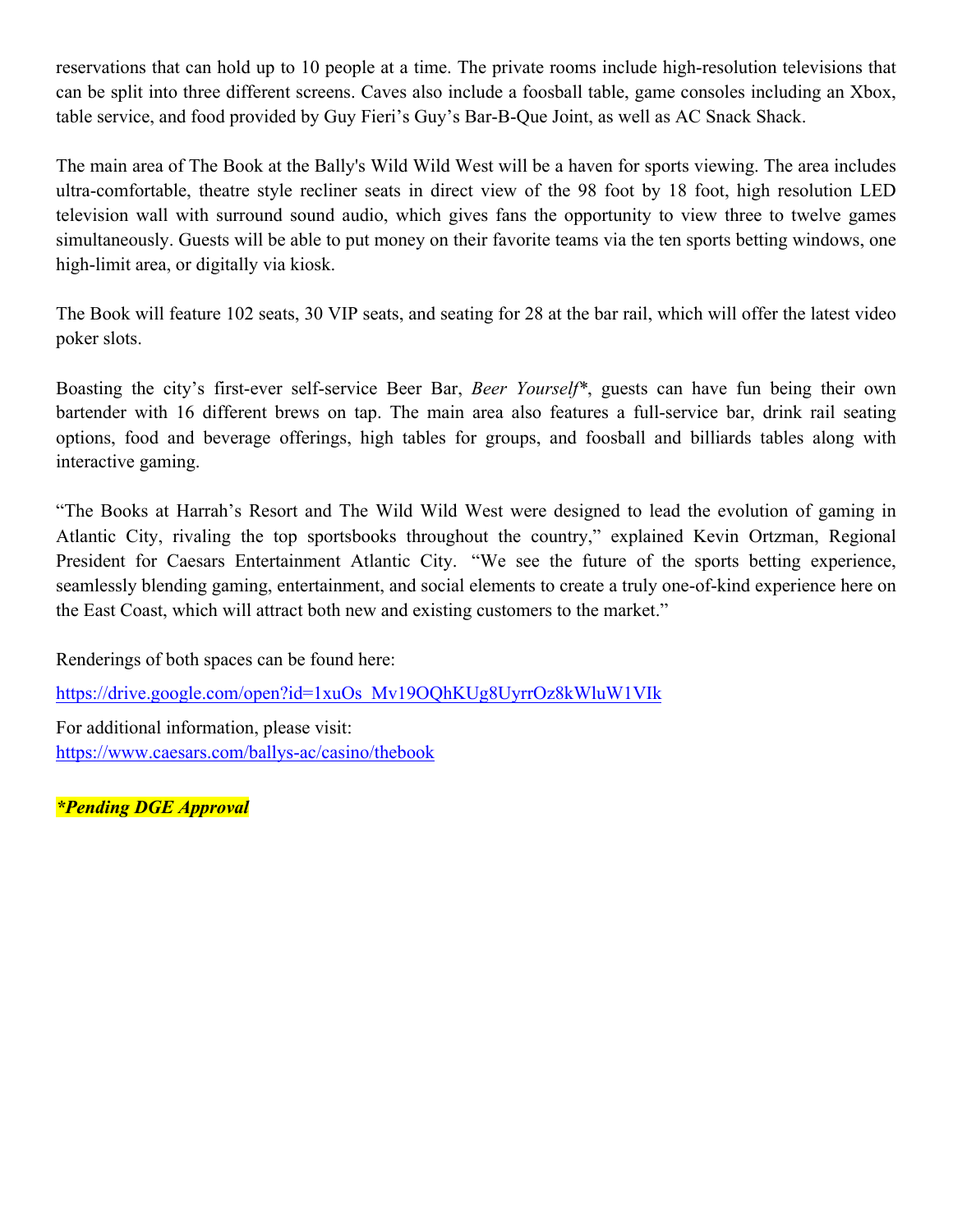reservations that can hold up to 10 people at a time. The private rooms include high-resolution televisions that can be split into three different screens. Caves also include a foosball table, game consoles including an Xbox, table service, and food provided by Guy Fieri's Guy's Bar-B-Que Joint, as well as AC Snack Shack.

The main area of The Book at the Bally's Wild Wild West will be a haven for sports viewing. The area includes ultra-comfortable, theatre style recliner seats in direct view of the 98 foot by 18 foot, high resolution LED television wall with surround sound audio, which gives fans the opportunity to view three to twelve games simultaneously. Guests will be able to put money on their favorite teams via the ten sports betting windows, one high-limit area, or digitally via kiosk.

The Book will feature 102 seats, 30 VIP seats, and seating for 28 at the bar rail, which will offer the latest video poker slots.

Boasting the city's first-ever self-service Beer Bar, *Beer Yourself**, guests can have fun being their own bartender with 16 different brews on tap. The main area also features a full-service bar, drink rail seating options, food and beverage offerings, high tables for groups, and foosball and billiards tables along with interactive gaming.

"The Books at Harrah's Resort and The Wild Wild West were designed to lead the evolution of gaming in Atlantic City, rivaling the top sportsbooks throughout the country," explained Kevin Ortzman, Regional President for Caesars Entertainment Atlantic City. "We see the future of the sports betting experience, seamlessly blending gaming, entertainment, and social elements to create a truly one-of-kind experience here on the East Coast, which will attract both new and existing customers to the market."

Renderings of both spaces can be found here:

https://drive.google.com/open?id=1xuOs_Mv19OQhKUg8UyrrOz8kWluW1VIk

For additional information, please visit:
https://www.caesars.com/ballys-ac/casino/thebook

***Pending DGE Approval***